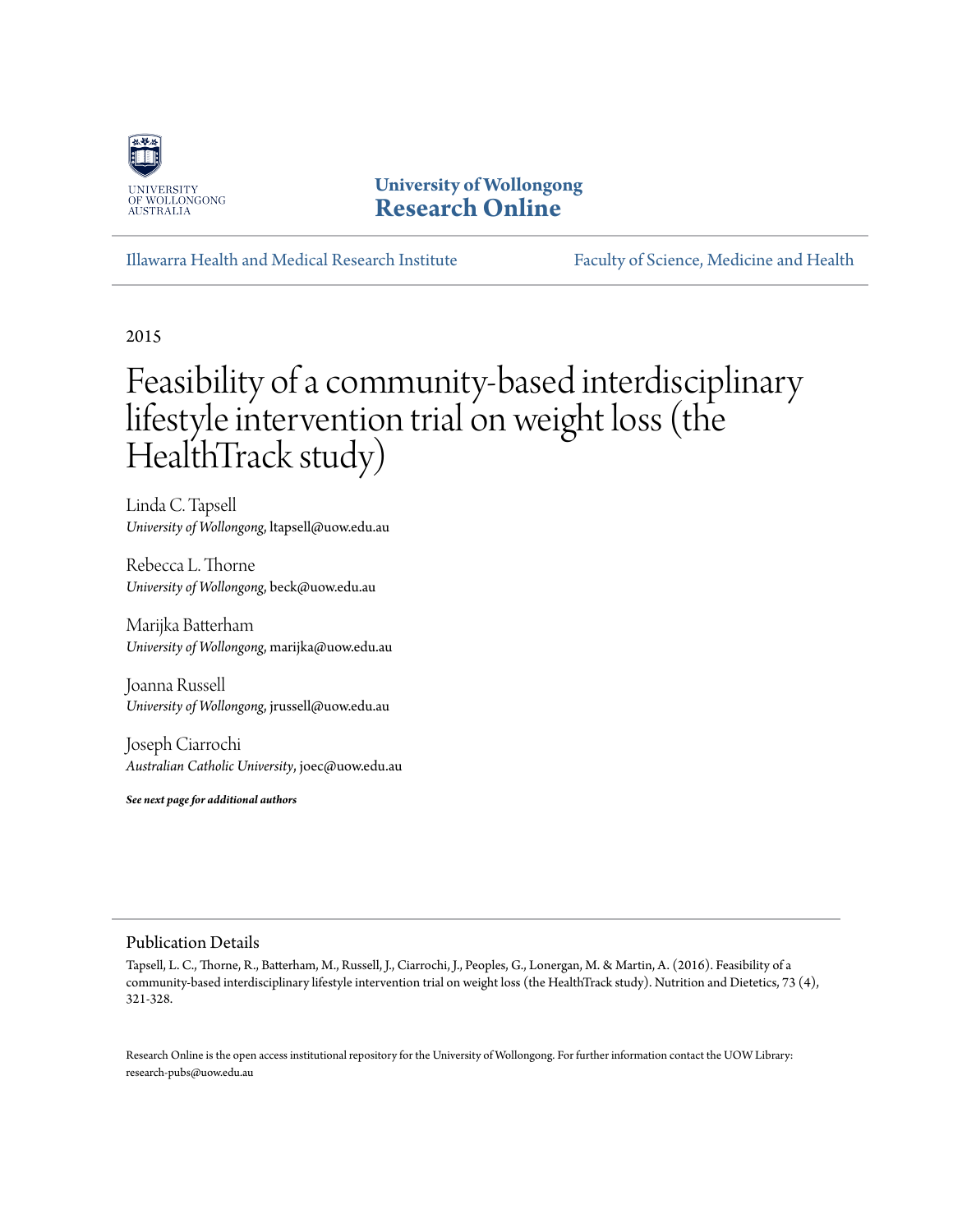University of Wollongong
Research Online

Illawarra Health and Medical Research Institute | Faculty of Science, Medicine and Health

2015

# Feasibility of a community-based interdisciplinary lifestyle intervention trial on weight loss (the HealthTrack study)

Linda C. Tapsell
*University of Wollongong*, ltapsell@uow.edu.au

Rebecca L. Thorne
*University of Wollongong*, beck@uow.edu.au

Marijka Batterham
*University of Wollongong*, marijka@uow.edu.au

Joanna Russell
*University of Wollongong*, jrussell@uow.edu.au

Joseph Ciarrochi
*Australian Catholic University*, joec@uow.edu.au

***See next page for additional authors***

## Publication Details

Tapsell, L. C., Thorne, R., Batterham, M., Russell, J., Ciarrochi, J., Peoples, G., Lonergan, M. & Martin, A. (2016). Feasibility of a community-based interdisciplinary lifestyle intervention trial on weight loss (the HealthTrack study). Nutrition and Dietetics, 73 (4), 321-328.

Research Online is the open access institutional repository for the University of Wollongong. For further information contact the UOW Library: research-pubs@uow.edu.au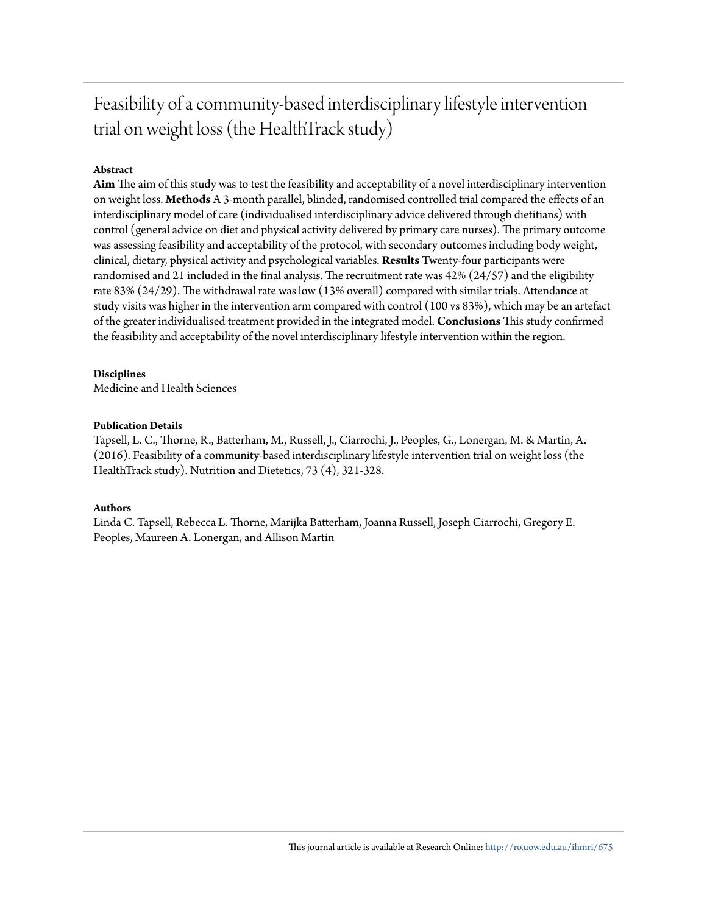# Feasibility of a community-based interdisciplinary lifestyle intervention trial on weight loss (the HealthTrack study)

**Abstract**

**Aim** The aim of this study was to test the feasibility and acceptability of a novel interdisciplinary intervention on weight loss. **Methods** A 3-month parallel, blinded, randomised controlled trial compared the effects of an interdisciplinary model of care (individualised interdisciplinary advice delivered through dietitians) with control (general advice on diet and physical activity delivered by primary care nurses). The primary outcome was assessing feasibility and acceptability of the protocol, with secondary outcomes including body weight, clinical, dietary, physical activity and psychological variables. **Results** Twenty-four participants were randomised and 21 included in the final analysis. The recruitment rate was 42% (24/57) and the eligibility rate 83% (24/29). The withdrawal rate was low (13% overall) compared with similar trials. Attendance at study visits was higher in the intervention arm compared with control (100 vs 83%), which may be an artefact of the greater individualised treatment provided in the integrated model. **Conclusions** This study confirmed the feasibility and acceptability of the novel interdisciplinary lifestyle intervention within the region.

**Disciplines**

Medicine and Health Sciences

**Publication Details**

Tapsell, L. C., Thorne, R., Batterham, M., Russell, J., Ciarrochi, J., Peoples, G., Lonergan, M. & Martin, A. (2016). Feasibility of a community-based interdisciplinary lifestyle intervention trial on weight loss (the HealthTrack study). Nutrition and Dietetics, 73 (4), 321-328.

**Authors**

Linda C. Tapsell, Rebecca L. Thorne, Marijka Batterham, Joanna Russell, Joseph Ciarrochi, Gregory E. Peoples, Maureen A. Lonergan, and Allison Martin

This journal article is available at Research Online: http://ro.uow.edu.au/ihmri/675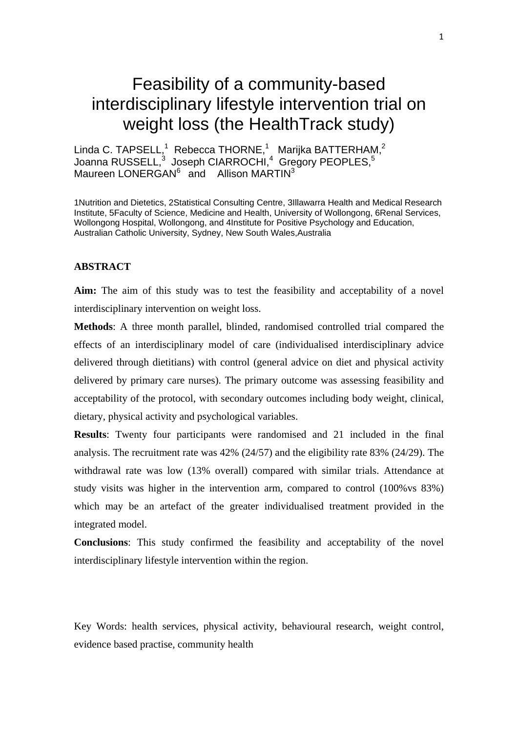# Feasibility of a community-based interdisciplinary lifestyle intervention trial on weight loss (the HealthTrack study)

Linda C. TAPSELL,[1] Rebecca THORNE,[1] Marijka BATTERHAM,[2] Joanna RUSSELL,[3] Joseph CIARROCHI,[4] Gregory PEOPLES,[5] Maureen LONERGAN[6] and Allison MARTIN[3]

1Nutrition and Dietetics, 2Statistical Consulting Centre, 3Illawarra Health and Medical Research Institute, 5Faculty of Science, Medicine and Health, University of Wollongong, 6Renal Services, Wollongong Hospital, Wollongong, and 4Institute for Positive Psychology and Education, Australian Catholic University, Sydney, New South Wales,Australia

## ABSTRACT

**Aim:** The aim of this study was to test the feasibility and acceptability of a novel interdisciplinary intervention on weight loss.

**Methods**: A three month parallel, blinded, randomised controlled trial compared the effects of an interdisciplinary model of care (individualised interdisciplinary advice delivered through dietitians) with control (general advice on diet and physical activity delivered by primary care nurses). The primary outcome was assessing feasibility and acceptability of the protocol, with secondary outcomes including body weight, clinical, dietary, physical activity and psychological variables.

**Results**: Twenty four participants were randomised and 21 included in the final analysis. The recruitment rate was 42% (24/57) and the eligibility rate 83% (24/29). The withdrawal rate was low (13% overall) compared with similar trials. Attendance at study visits was higher in the intervention arm, compared to control (100%vs 83%) which may be an artefact of the greater individualised treatment provided in the integrated model.

**Conclusions**: This study confirmed the feasibility and acceptability of the novel interdisciplinary lifestyle intervention within the region.

Key Words: health services, physical activity, behavioural research, weight control, evidence based practise, community health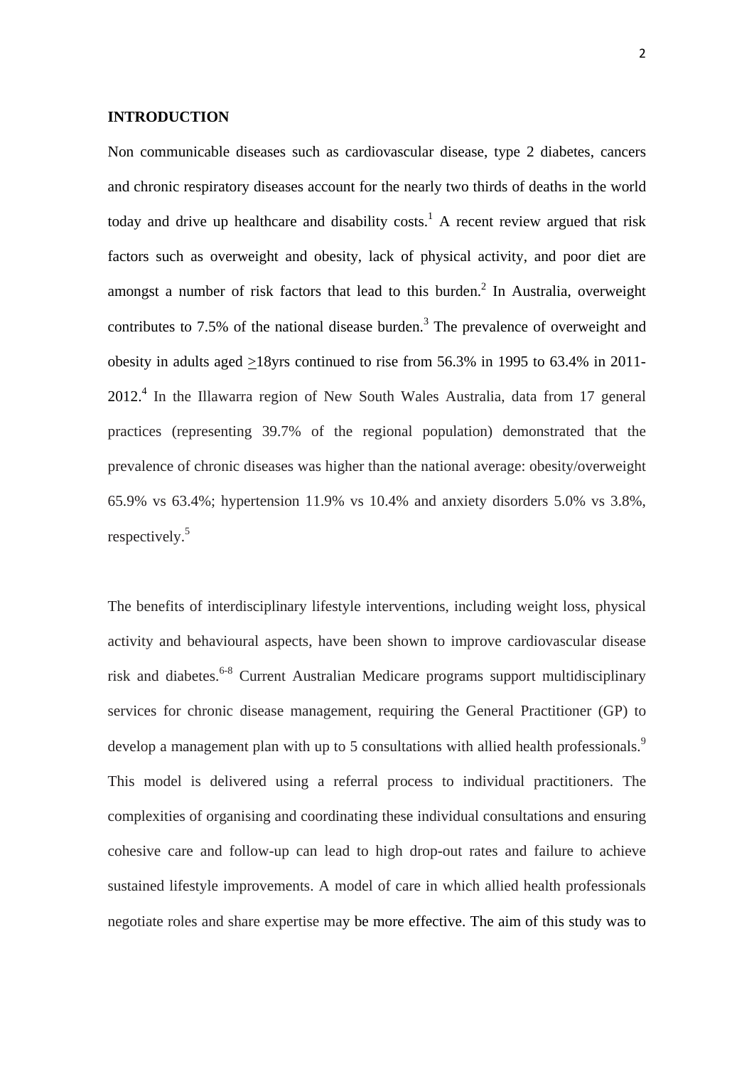## INTRODUCTION

Non communicable diseases such as cardiovascular disease, type 2 diabetes, cancers and chronic respiratory diseases account for the nearly two thirds of deaths in the world today and drive up healthcare and disability costs.[1] A recent review argued that risk factors such as overweight and obesity, lack of physical activity, and poor diet are amongst a number of risk factors that lead to this burden.[2] In Australia, overweight contributes to 7.5% of the national disease burden.[3] The prevalence of overweight and obesity in adults aged >18yrs continued to rise from 56.3% in 1995 to 63.4% in 2011-2012.[4] In the Illawarra region of New South Wales Australia, data from 17 general practices (representing 39.7% of the regional population) demonstrated that the prevalence of chronic diseases was higher than the national average: obesity/overweight 65.9% vs 63.4%; hypertension 11.9% vs 10.4% and anxiety disorders 5.0% vs 3.8%, respectively.[5]

The benefits of interdisciplinary lifestyle interventions, including weight loss, physical activity and behavioural aspects, have been shown to improve cardiovascular disease risk and diabetes.[6-8] Current Australian Medicare programs support multidisciplinary services for chronic disease management, requiring the General Practitioner (GP) to develop a management plan with up to 5 consultations with allied health professionals.[9] This model is delivered using a referral process to individual practitioners. The complexities of organising and coordinating these individual consultations and ensuring cohesive care and follow-up can lead to high drop-out rates and failure to achieve sustained lifestyle improvements. A model of care in which allied health professionals negotiate roles and share expertise may be more effective. The aim of this study was to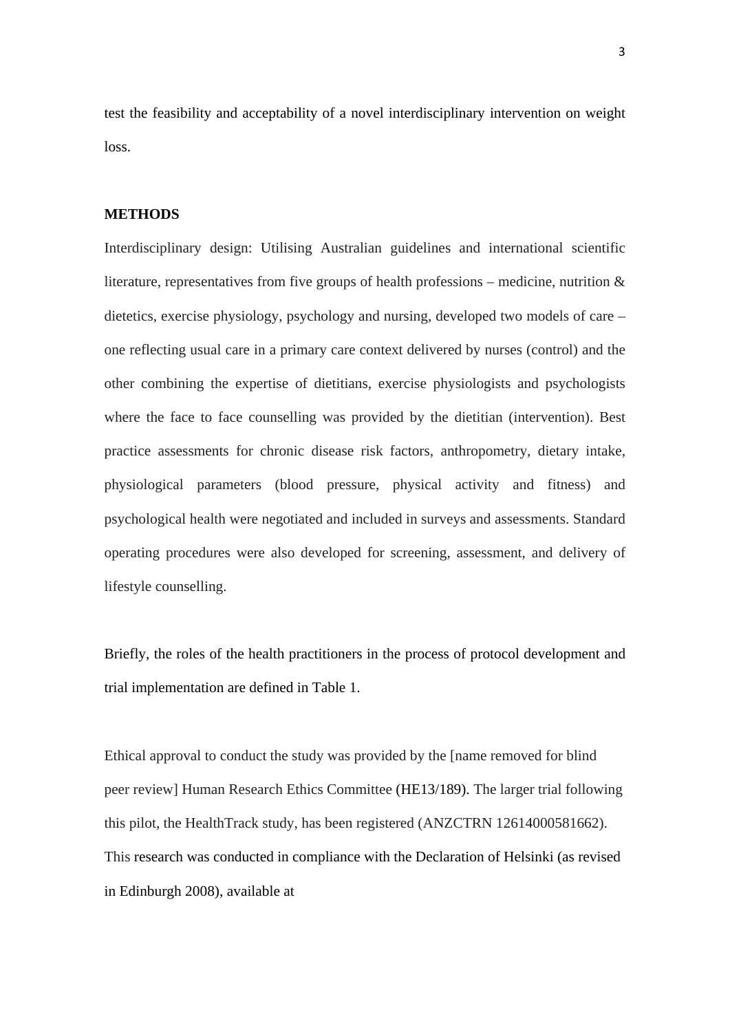test the feasibility and acceptability of a novel interdisciplinary intervention on weight loss.

**METHODS**

Interdisciplinary design: Utilising Australian guidelines and international scientific literature, representatives from five groups of health professions – medicine, nutrition & dietetics, exercise physiology, psychology and nursing, developed two models of care – one reflecting usual care in a primary care context delivered by nurses (control) and the other combining the expertise of dietitians, exercise physiologists and psychologists where the face to face counselling was provided by the dietitian (intervention). Best practice assessments for chronic disease risk factors, anthropometry, dietary intake, physiological parameters (blood pressure, physical activity and fitness) and psychological health were negotiated and included in surveys and assessments. Standard operating procedures were also developed for screening, assessment, and delivery of lifestyle counselling.

Briefly, the roles of the health practitioners in the process of protocol development and trial implementation are defined in Table 1.

Ethical approval to conduct the study was provided by the [name removed for blind peer review] Human Research Ethics Committee (HE13/189). The larger trial following this pilot, the HealthTrack study, has been registered (ANZCTRN 12614000581662). This research was conducted in compliance with the Declaration of Helsinki (as revised in Edinburgh 2008), available at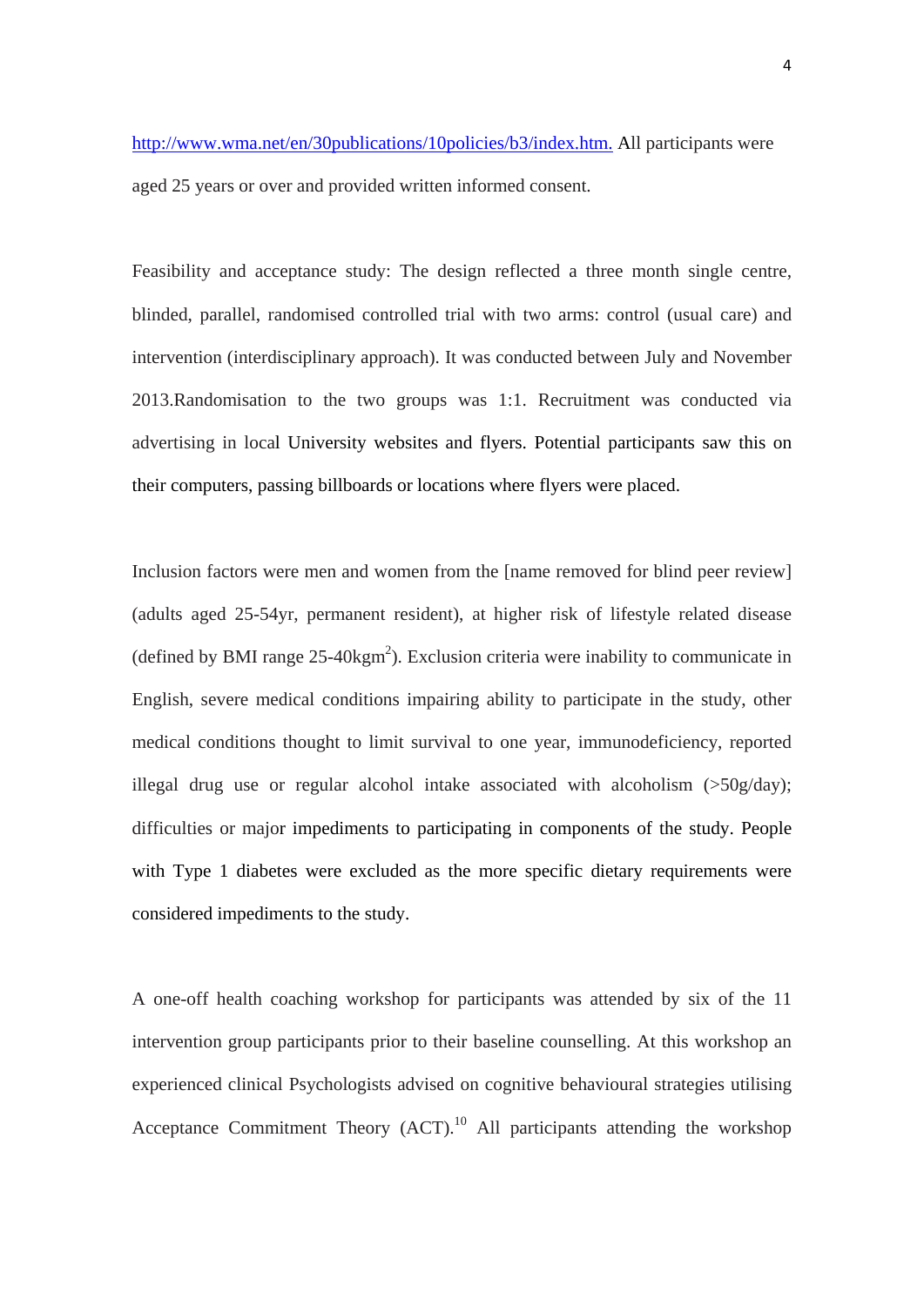http://www.wma.net/en/30publications/10policies/b3/index.htm. All participants were aged 25 years or over and provided written informed consent.

Feasibility and acceptance study: The design reflected a three month single centre, blinded, parallel, randomised controlled trial with two arms: control (usual care) and intervention (interdisciplinary approach). It was conducted between July and November 2013.Randomisation to the two groups was 1:1. Recruitment was conducted via advertising in local University websites and flyers. Potential participants saw this on their computers, passing billboards or locations where flyers were placed.

Inclusion factors were men and women from the [name removed for blind peer review] (adults aged 25-54yr, permanent resident), at higher risk of lifestyle related disease (defined by BMI range 25-40kgm$^2$). Exclusion criteria were inability to communicate in English, severe medical conditions impairing ability to participate in the study, other medical conditions thought to limit survival to one year, immunodeficiency, reported illegal drug use or regular alcohol intake associated with alcoholism (>50g/day); difficulties or major impediments to participating in components of the study. People with Type 1 diabetes were excluded as the more specific dietary requirements were considered impediments to the study.

A one-off health coaching workshop for participants was attended by six of the 11 intervention group participants prior to their baseline counselling. At this workshop an experienced clinical Psychologists advised on cognitive behavioural strategies utilising Acceptance Commitment Theory (ACT).[10] All participants attending the workshop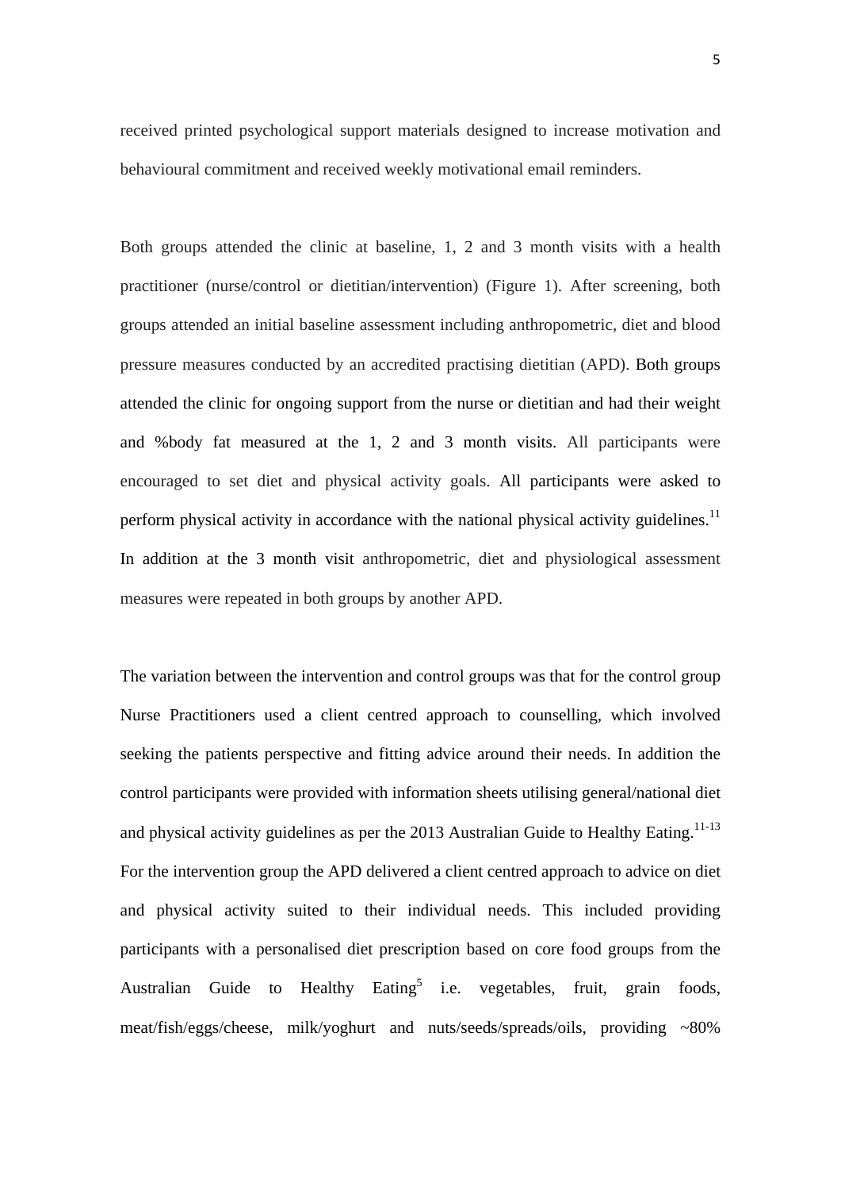received printed psychological support materials designed to increase motivation and behavioural commitment and received weekly motivational email reminders.

Both groups attended the clinic at baseline, 1, 2 and 3 month visits with a health practitioner (nurse/control or dietitian/intervention) (Figure 1). After screening, both groups attended an initial baseline assessment including anthropometric, diet and blood pressure measures conducted by an accredited practising dietitian (APD). Both groups attended the clinic for ongoing support from the nurse or dietitian and had their weight and %body fat measured at the 1, 2 and 3 month visits. All participants were encouraged to set diet and physical activity goals. All participants were asked to perform physical activity in accordance with the national physical activity guidelines.[11] In addition at the 3 month visit anthropometric, diet and physiological assessment measures were repeated in both groups by another APD.

The variation between the intervention and control groups was that for the control group Nurse Practitioners used a client centred approach to counselling, which involved seeking the patients perspective and fitting advice around their needs. In addition the control participants were provided with information sheets utilising general/national diet and physical activity guidelines as per the 2013 Australian Guide to Healthy Eating.[11-13] For the intervention group the APD delivered a client centred approach to advice on diet and physical activity suited to their individual needs. This included providing participants with a personalised diet prescription based on core food groups from the Australian Guide to Healthy Eating[5] i.e. vegetables, fruit, grain foods, meat/fish/eggs/cheese, milk/yoghurt and nuts/seeds/spreads/oils, providing ~80%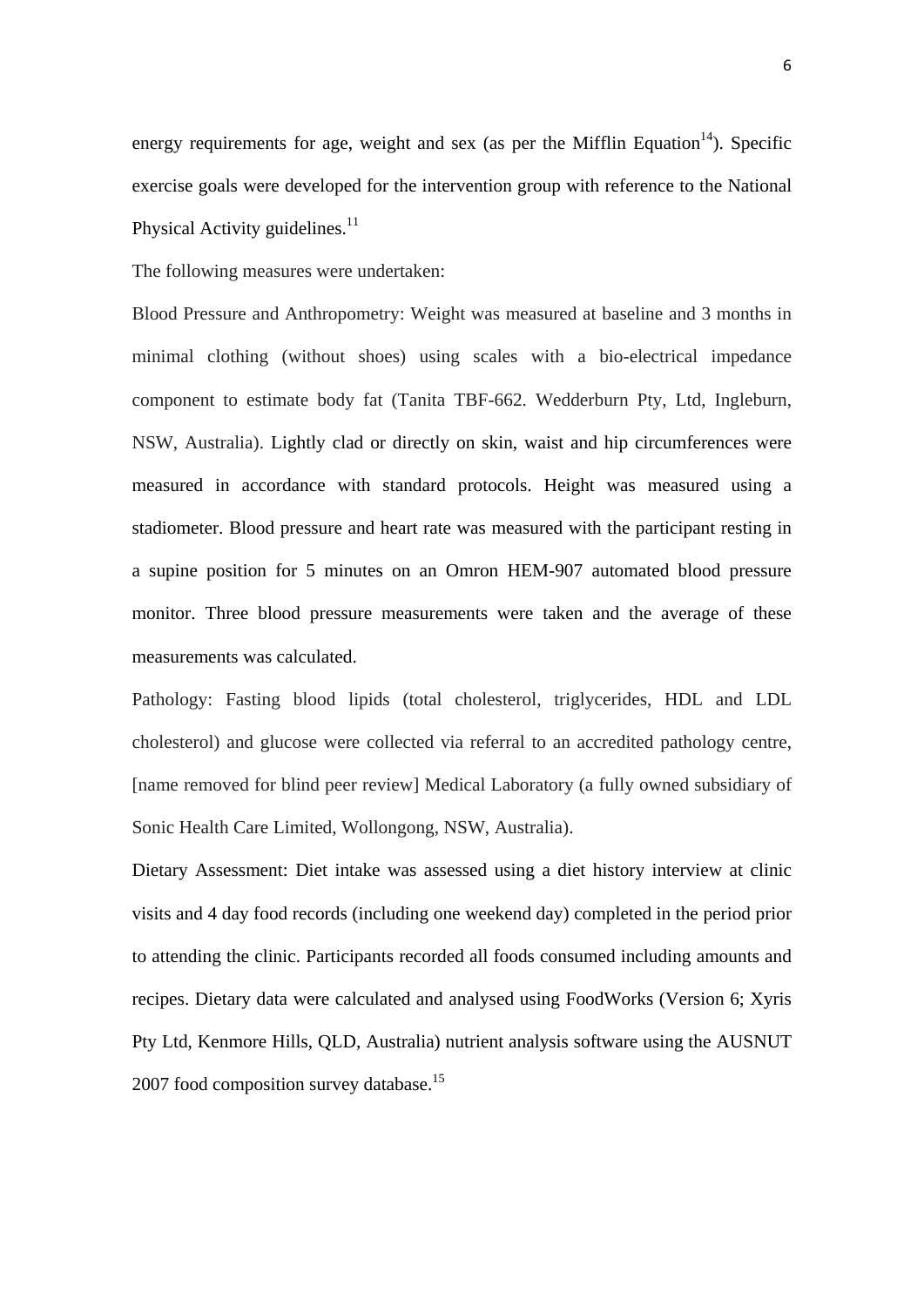energy requirements for age, weight and sex (as per the Mifflin Equation[14]). Specific exercise goals were developed for the intervention group with reference to the National Physical Activity guidelines.[11]

The following measures were undertaken:

Blood Pressure and Anthropometry: Weight was measured at baseline and 3 months in minimal clothing (without shoes) using scales with a bio-electrical impedance component to estimate body fat (Tanita TBF-662. Wedderburn Pty, Ltd, Ingleburn, NSW, Australia). Lightly clad or directly on skin, waist and hip circumferences were measured in accordance with standard protocols. Height was measured using a stadiometer. Blood pressure and heart rate was measured with the participant resting in a supine position for 5 minutes on an Omron HEM-907 automated blood pressure monitor. Three blood pressure measurements were taken and the average of these measurements was calculated.

Pathology: Fasting blood lipids (total cholesterol, triglycerides, HDL and LDL cholesterol) and glucose were collected via referral to an accredited pathology centre, [name removed for blind peer review] Medical Laboratory (a fully owned subsidiary of Sonic Health Care Limited, Wollongong, NSW, Australia).

Dietary Assessment: Diet intake was assessed using a diet history interview at clinic visits and 4 day food records (including one weekend day) completed in the period prior to attending the clinic. Participants recorded all foods consumed including amounts and recipes. Dietary data were calculated and analysed using FoodWorks (Version 6; Xyris Pty Ltd, Kenmore Hills, QLD, Australia) nutrient analysis software using the AUSNUT 2007 food composition survey database.[15]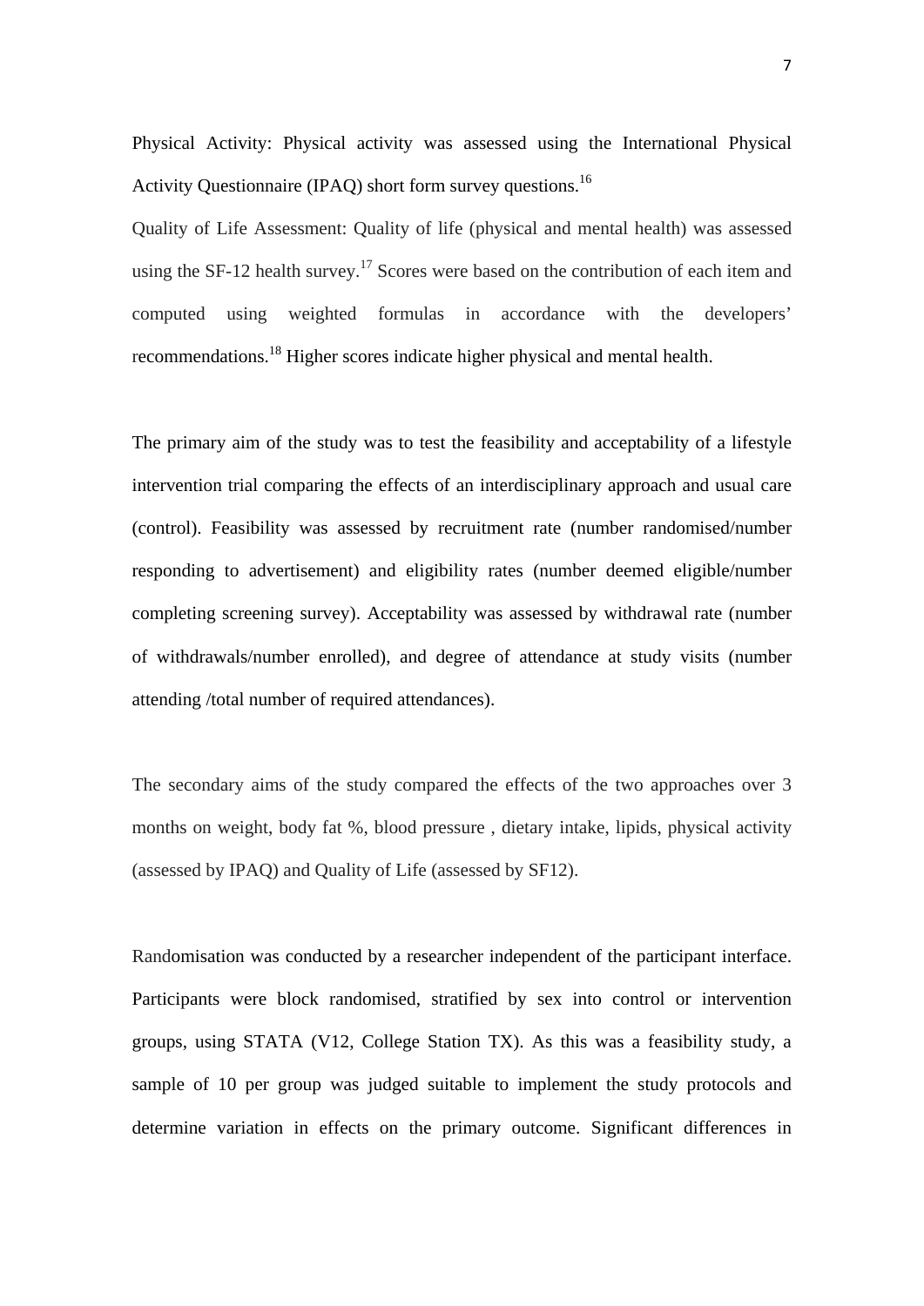Physical Activity: Physical activity was assessed using the International Physical Activity Questionnaire (IPAQ) short form survey questions.[16]

Quality of Life Assessment: Quality of life (physical and mental health) was assessed using the SF-12 health survey.[17] Scores were based on the contribution of each item and computed using weighted formulas in accordance with the developers' recommendations.[18] Higher scores indicate higher physical and mental health.

The primary aim of the study was to test the feasibility and acceptability of a lifestyle intervention trial comparing the effects of an interdisciplinary approach and usual care (control). Feasibility was assessed by recruitment rate (number randomised/number responding to advertisement) and eligibility rates (number deemed eligible/number completing screening survey). Acceptability was assessed by withdrawal rate (number of withdrawals/number enrolled), and degree of attendance at study visits (number attending /total number of required attendances).

The secondary aims of the study compared the effects of the two approaches over 3 months on weight, body fat %, blood pressure , dietary intake, lipids, physical activity (assessed by IPAQ) and Quality of Life (assessed by SF12).

Randomisation was conducted by a researcher independent of the participant interface. Participants were block randomised, stratified by sex into control or intervention groups, using STATA (V12, College Station TX). As this was a feasibility study, a sample of 10 per group was judged suitable to implement the study protocols and determine variation in effects on the primary outcome. Significant differences in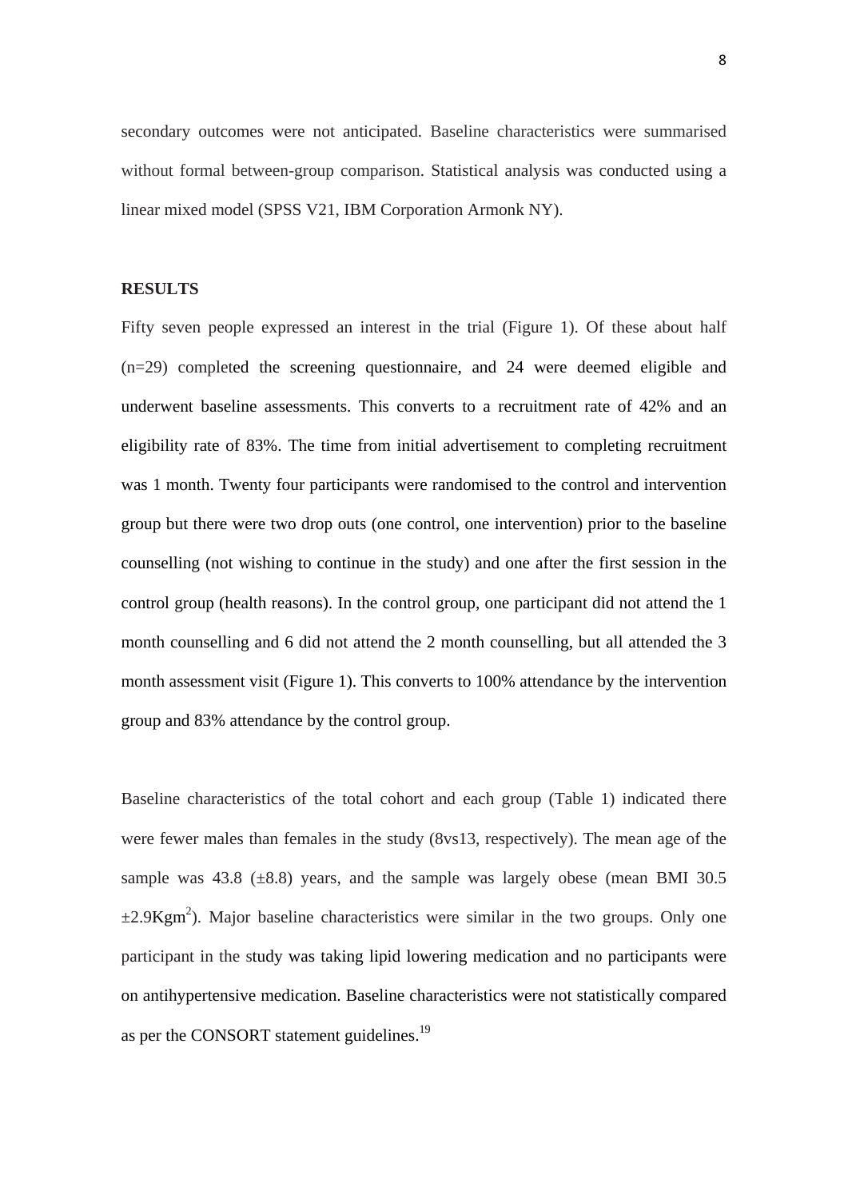secondary outcomes were not anticipated. Baseline characteristics were summarised without formal between-group comparison. Statistical analysis was conducted using a linear mixed model (SPSS V21, IBM Corporation Armonk NY).

## RESULTS

Fifty seven people expressed an interest in the trial (Figure 1). Of these about half (n=29) completed the screening questionnaire, and 24 were deemed eligible and underwent baseline assessments. This converts to a recruitment rate of 42% and an eligibility rate of 83%. The time from initial advertisement to completing recruitment was 1 month. Twenty four participants were randomised to the control and intervention group but there were two drop outs (one control, one intervention) prior to the baseline counselling (not wishing to continue in the study) and one after the first session in the control group (health reasons). In the control group, one participant did not attend the 1 month counselling and 6 did not attend the 2 month counselling, but all attended the 3 month assessment visit (Figure 1). This converts to 100% attendance by the intervention group and 83% attendance by the control group.

Baseline characteristics of the total cohort and each group (Table 1) indicated there were fewer males than females in the study (8vs13, respectively). The mean age of the sample was 43.8 (±8.8) years, and the sample was largely obese (mean BMI 30.5 ±2.9Kgm$^2$). Major baseline characteristics were similar in the two groups. Only one participant in the study was taking lipid lowering medication and no participants were on antihypertensive medication. Baseline characteristics were not statistically compared as per the CONSORT statement guidelines.[19]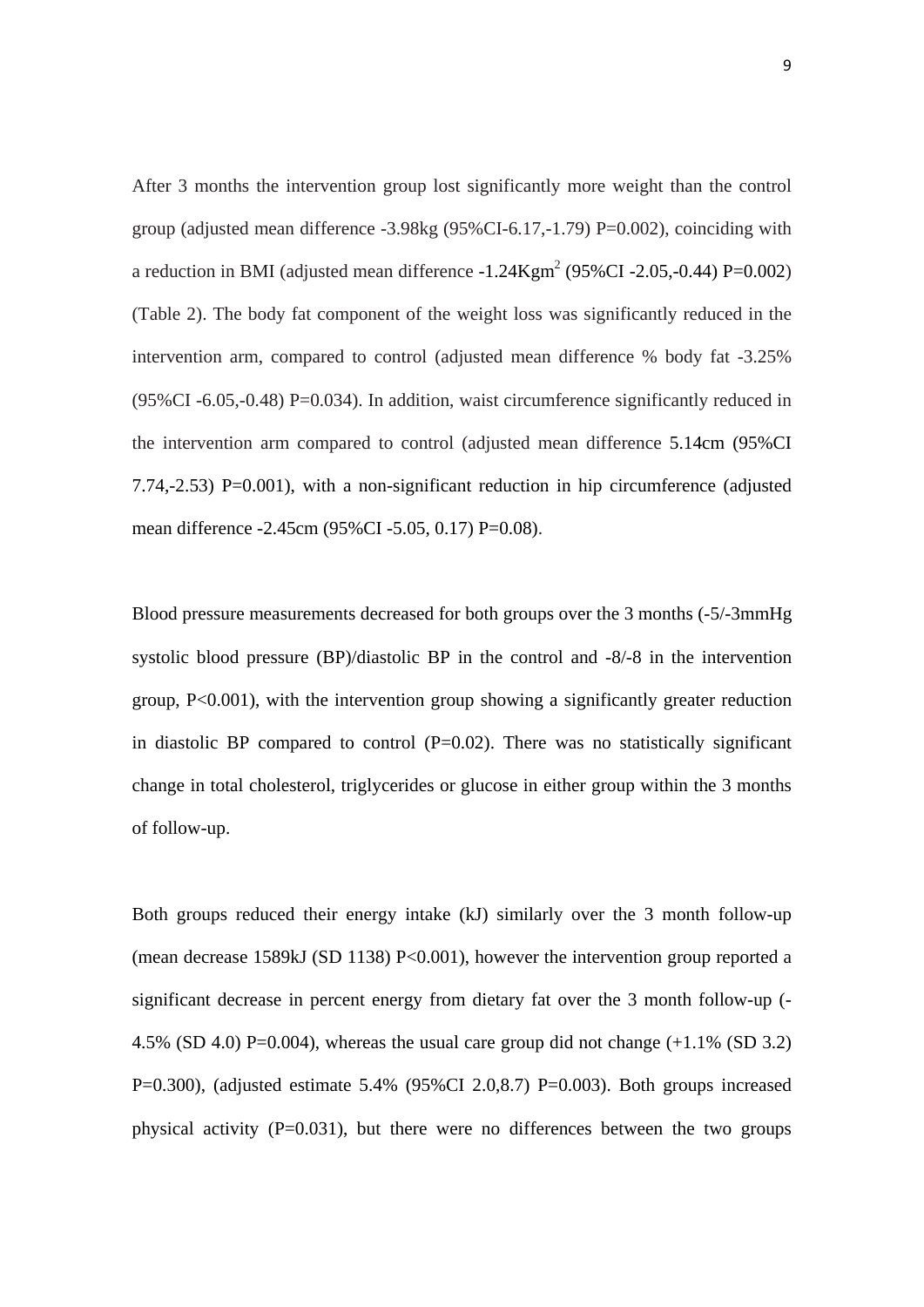After 3 months the intervention group lost significantly more weight than the control group (adjusted mean difference -3.98kg (95%CI-6.17,-1.79) P=0.002), coinciding with a reduction in BMI (adjusted mean difference -1.24Kgm$^2$ (95%CI -2.05,-0.44) P=0.002) (Table 2). The body fat component of the weight loss was significantly reduced in the intervention arm, compared to control (adjusted mean difference % body fat -3.25% (95%CI -6.05,-0.48) P=0.034). In addition, waist circumference significantly reduced in the intervention arm compared to control (adjusted mean difference 5.14cm (95%CI 7.74,-2.53) P=0.001), with a non-significant reduction in hip circumference (adjusted mean difference -2.45cm (95%CI -5.05, 0.17) P=0.08).

Blood pressure measurements decreased for both groups over the 3 months (-5/-3mmHg systolic blood pressure (BP)/diastolic BP in the control and -8/-8 in the intervention group, P<0.001), with the intervention group showing a significantly greater reduction in diastolic BP compared to control (P=0.02). There was no statistically significant change in total cholesterol, triglycerides or glucose in either group within the 3 months of follow-up.

Both groups reduced their energy intake (kJ) similarly over the 3 month follow-up (mean decrease 1589kJ (SD 1138) P<0.001), however the intervention group reported a significant decrease in percent energy from dietary fat over the 3 month follow-up (-4.5% (SD 4.0) P=0.004), whereas the usual care group did not change (+1.1% (SD 3.2) P=0.300), (adjusted estimate 5.4% (95%CI 2.0,8.7) P=0.003). Both groups increased physical activity (P=0.031), but there were no differences between the two groups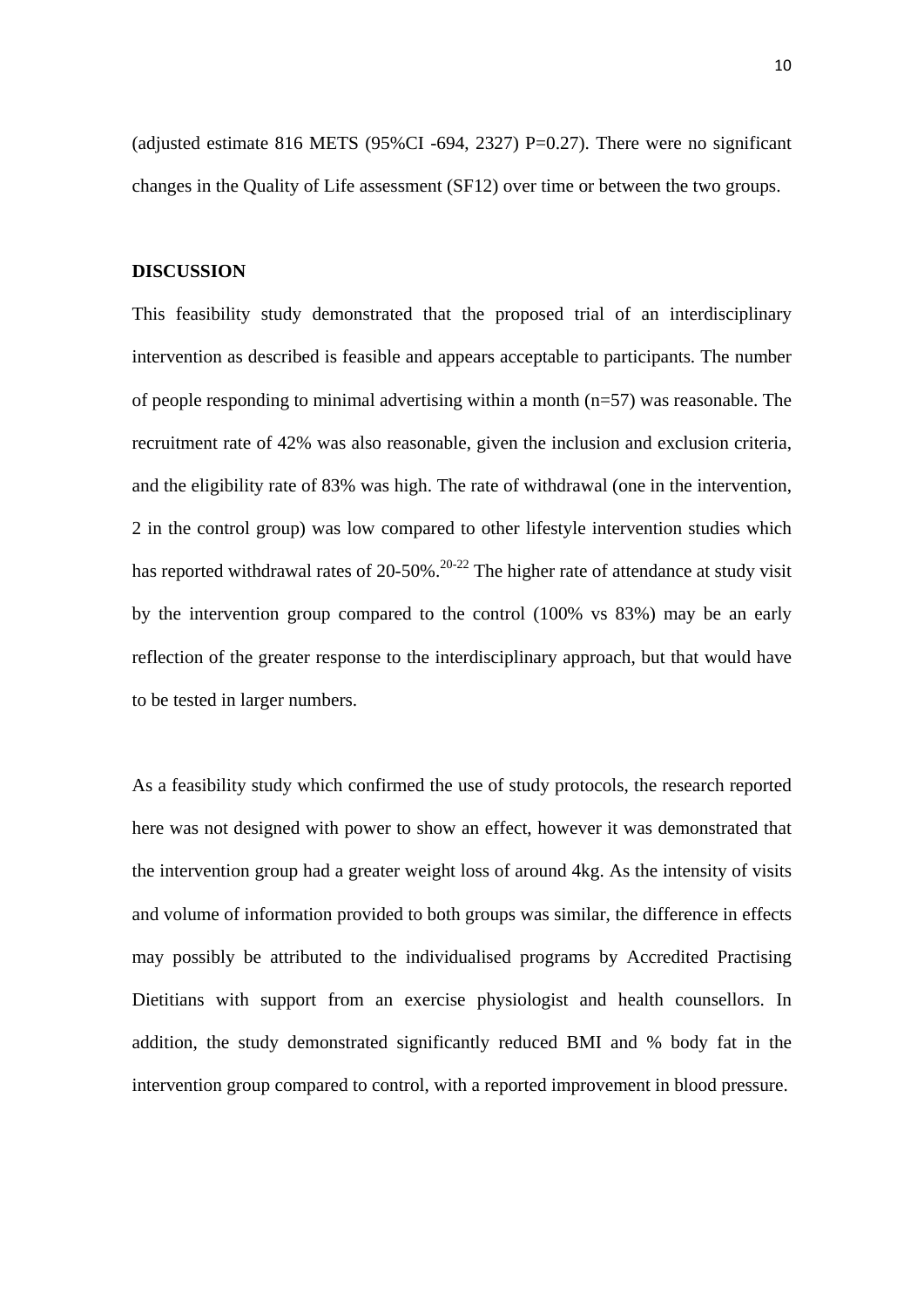(adjusted estimate 816 METS (95%CI -694, 2327) P=0.27). There were no significant changes in the Quality of Life assessment (SF12) over time or between the two groups.

## DISCUSSION

This feasibility study demonstrated that the proposed trial of an interdisciplinary intervention as described is feasible and appears acceptable to participants. The number of people responding to minimal advertising within a month (n=57) was reasonable. The recruitment rate of 42% was also reasonable, given the inclusion and exclusion criteria, and the eligibility rate of 83% was high. The rate of withdrawal (one in the intervention, 2 in the control group) was low compared to other lifestyle intervention studies which has reported withdrawal rates of 20-50%.[20-22] The higher rate of attendance at study visit by the intervention group compared to the control (100% vs 83%) may be an early reflection of the greater response to the interdisciplinary approach, but that would have to be tested in larger numbers.

As a feasibility study which confirmed the use of study protocols, the research reported here was not designed with power to show an effect, however it was demonstrated that the intervention group had a greater weight loss of around 4kg. As the intensity of visits and volume of information provided to both groups was similar, the difference in effects may possibly be attributed to the individualised programs by Accredited Practising Dietitians with support from an exercise physiologist and health counsellors. In addition, the study demonstrated significantly reduced BMI and % body fat in the intervention group compared to control, with a reported improvement in blood pressure.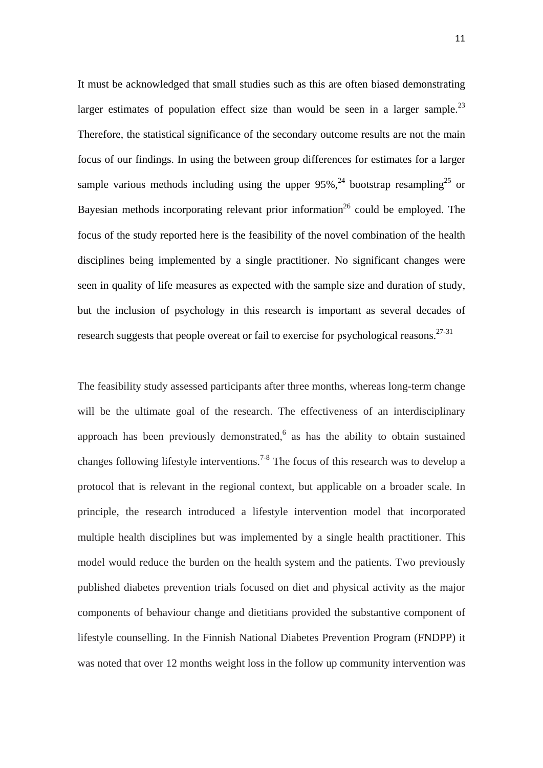It must be acknowledged that small studies such as this are often biased demonstrating larger estimates of population effect size than would be seen in a larger sample.[23] Therefore, the statistical significance of the secondary outcome results are not the main focus of our findings. In using the between group differences for estimates for a larger sample various methods including using the upper 95%,[24] bootstrap resampling[25] or Bayesian methods incorporating relevant prior information[26] could be employed. The focus of the study reported here is the feasibility of the novel combination of the health disciplines being implemented by a single practitioner. No significant changes were seen in quality of life measures as expected with the sample size and duration of study, but the inclusion of psychology in this research is important as several decades of research suggests that people overeat or fail to exercise for psychological reasons.[27-31]

The feasibility study assessed participants after three months, whereas long-term change will be the ultimate goal of the research. The effectiveness of an interdisciplinary approach has been previously demonstrated,[6] as has the ability to obtain sustained changes following lifestyle interventions.[7-8] The focus of this research was to develop a protocol that is relevant in the regional context, but applicable on a broader scale. In principle, the research introduced a lifestyle intervention model that incorporated multiple health disciplines but was implemented by a single health practitioner. This model would reduce the burden on the health system and the patients. Two previously published diabetes prevention trials focused on diet and physical activity as the major components of behaviour change and dietitians provided the substantive component of lifestyle counselling. In the Finnish National Diabetes Prevention Program (FNDPP) it was noted that over 12 months weight loss in the follow up community intervention was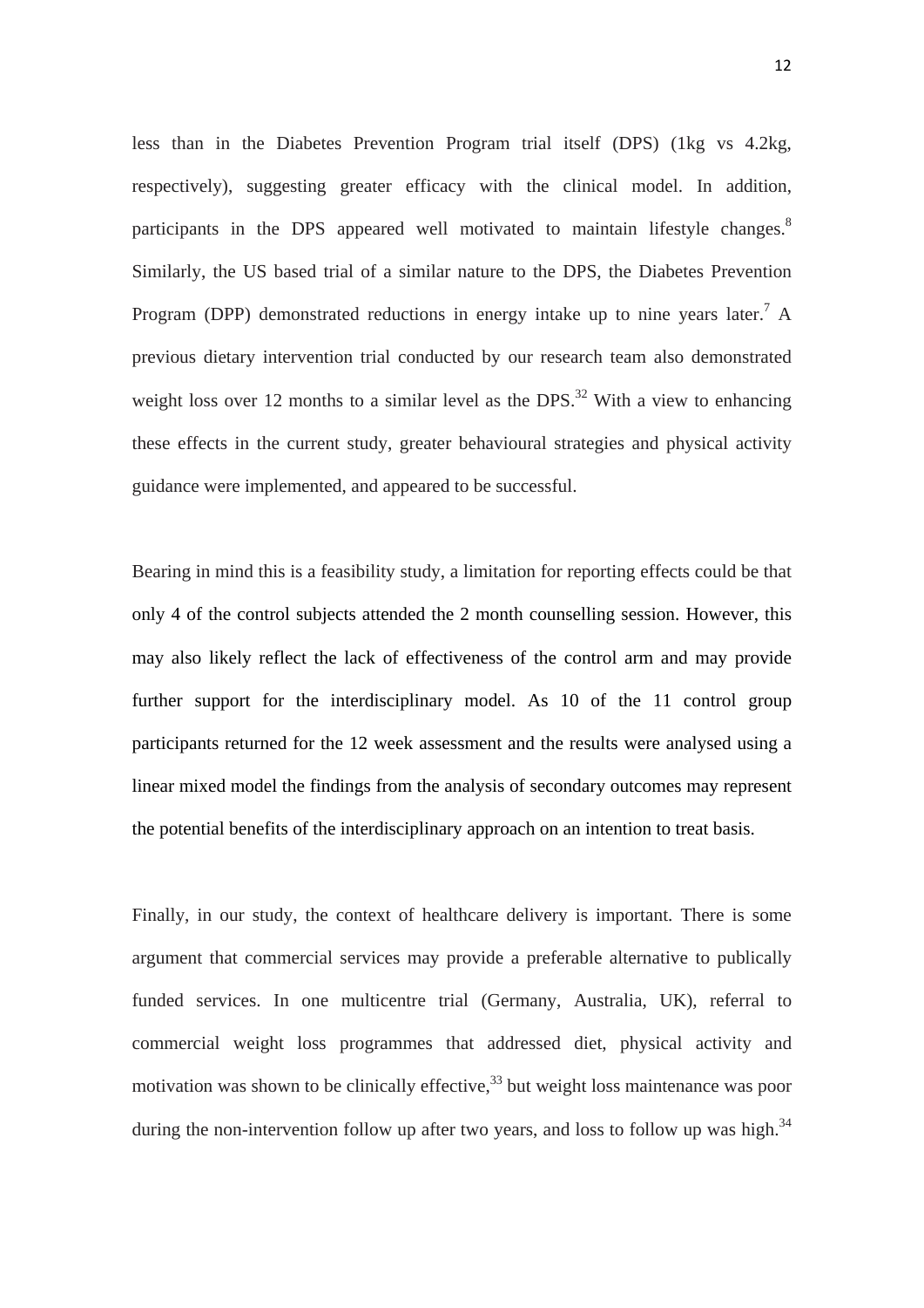less than in the Diabetes Prevention Program trial itself (DPS) (1kg vs 4.2kg, respectively), suggesting greater efficacy with the clinical model. In addition, participants in the DPS appeared well motivated to maintain lifestyle changes.[8] Similarly, the US based trial of a similar nature to the DPS, the Diabetes Prevention Program (DPP) demonstrated reductions in energy intake up to nine years later.[7] A previous dietary intervention trial conducted by our research team also demonstrated weight loss over 12 months to a similar level as the DPS.[32] With a view to enhancing these effects in the current study, greater behavioural strategies and physical activity guidance were implemented, and appeared to be successful.

Bearing in mind this is a feasibility study, a limitation for reporting effects could be that only 4 of the control subjects attended the 2 month counselling session. However, this may also likely reflect the lack of effectiveness of the control arm and may provide further support for the interdisciplinary model. As 10 of the 11 control group participants returned for the 12 week assessment and the results were analysed using a linear mixed model the findings from the analysis of secondary outcomes may represent the potential benefits of the interdisciplinary approach on an intention to treat basis.

Finally, in our study, the context of healthcare delivery is important. There is some argument that commercial services may provide a preferable alternative to publically funded services. In one multicentre trial (Germany, Australia, UK), referral to commercial weight loss programmes that addressed diet, physical activity and motivation was shown to be clinically effective,[33] but weight loss maintenance was poor during the non-intervention follow up after two years, and loss to follow up was high.[34]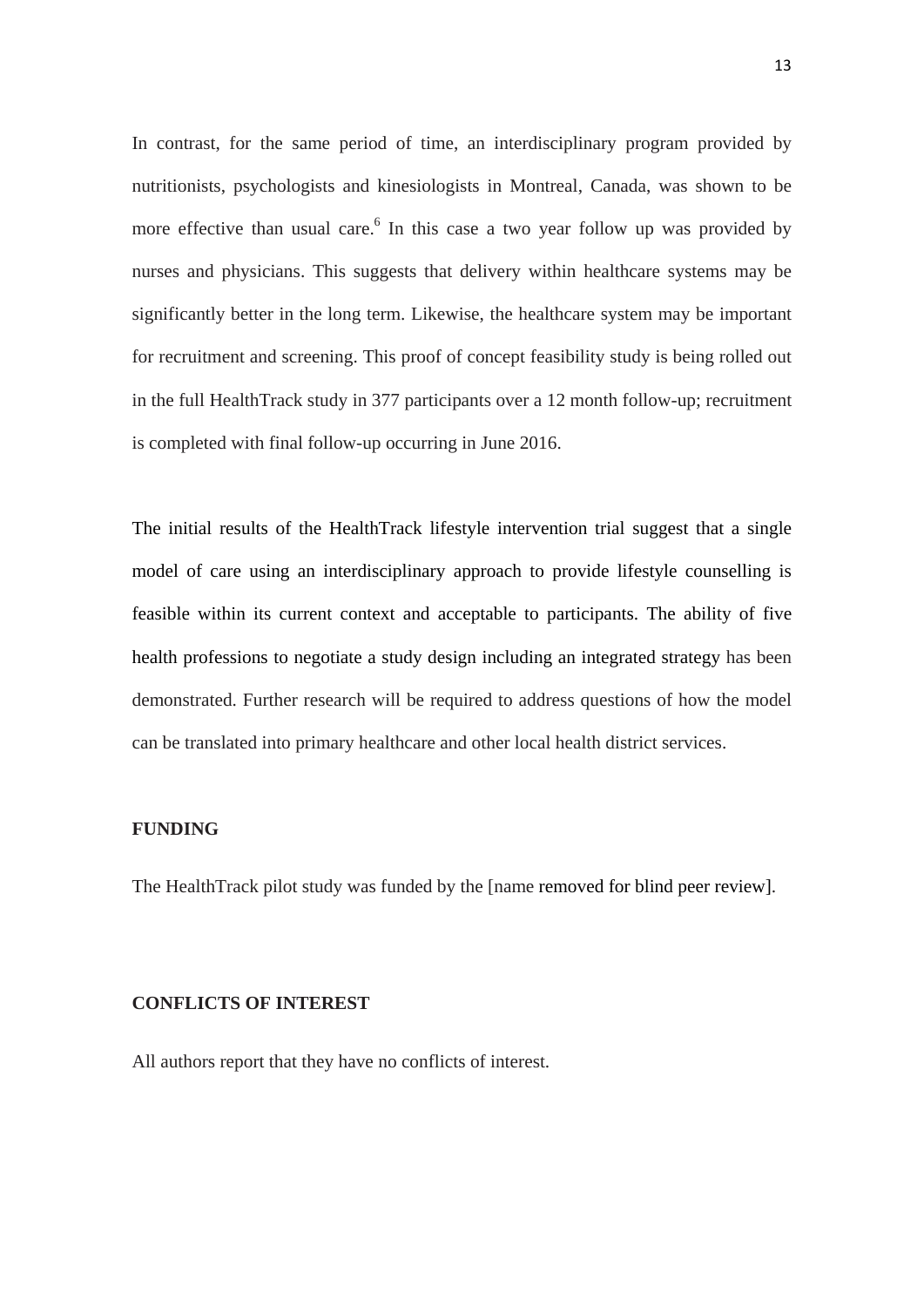In contrast, for the same period of time, an interdisciplinary program provided by nutritionists, psychologists and kinesiologists in Montreal, Canada, was shown to be more effective than usual care.[6] In this case a two year follow up was provided by nurses and physicians. This suggests that delivery within healthcare systems may be significantly better in the long term. Likewise, the healthcare system may be important for recruitment and screening. This proof of concept feasibility study is being rolled out in the full HealthTrack study in 377 participants over a 12 month follow-up; recruitment is completed with final follow-up occurring in June 2016.

The initial results of the HealthTrack lifestyle intervention trial suggest that a single model of care using an interdisciplinary approach to provide lifestyle counselling is feasible within its current context and acceptable to participants. The ability of five health professions to negotiate a study design including an integrated strategy has been demonstrated. Further research will be required to address questions of how the model can be translated into primary healthcare and other local health district services.

## FUNDING

The HealthTrack pilot study was funded by the [name removed for blind peer review].

## CONFLICTS OF INTEREST

All authors report that they have no conflicts of interest.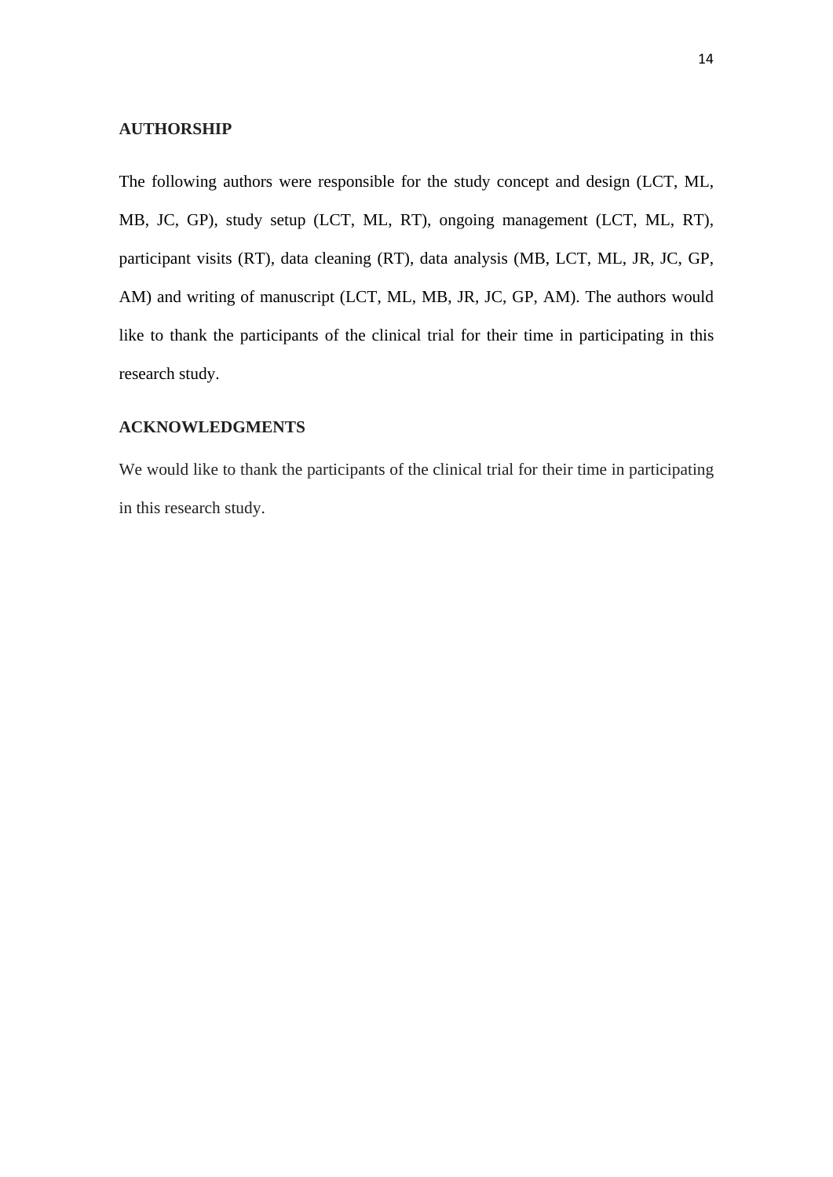## AUTHORSHIP

The following authors were responsible for the study concept and design (LCT, ML, MB, JC, GP), study setup (LCT, ML, RT), ongoing management (LCT, ML, RT), participant visits (RT), data cleaning (RT), data analysis (MB, LCT, ML, JR, JC, GP, AM) and writing of manuscript (LCT, ML, MB, JR, JC, GP, AM). The authors would like to thank the participants of the clinical trial for their time in participating in this research study.

## ACKNOWLEDGMENTS

We would like to thank the participants of the clinical trial for their time in participating in this research study.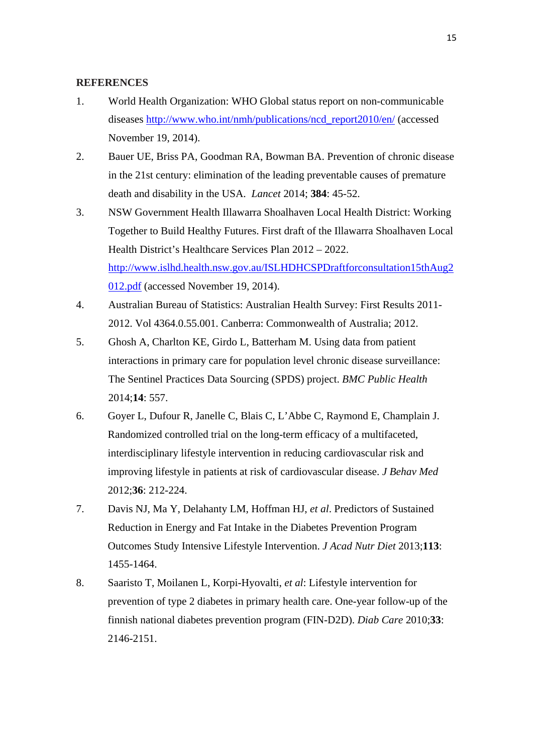## REFERENCES

1. World Health Organization: WHO Global status report on non-communicable diseases http://www.who.int/nmh/publications/ncd_report2010/en/ (accessed November 19, 2014).
2. Bauer UE, Briss PA, Goodman RA, Bowman BA. Prevention of chronic disease in the 21st century: elimination of the leading preventable causes of premature death and disability in the USA. *Lancet* 2014; **384**: 45-52.
3. NSW Government Health Illawarra Shoalhaven Local Health District: Working Together to Build Healthy Futures. First draft of the Illawarra Shoalhaven Local Health District's Healthcare Services Plan 2012 – 2022. http://www.islhd.health.nsw.gov.au/ISLHDHCSPDraftforconsultation15thAug2012.pdf (accessed November 19, 2014).
4. Australian Bureau of Statistics: Australian Health Survey: First Results 2011-2012. Vol 4364.0.55.001. Canberra: Commonwealth of Australia; 2012.
5. Ghosh A, Charlton KE, Girdo L, Batterham M. Using data from patient interactions in primary care for population level chronic disease surveillance: The Sentinel Practices Data Sourcing (SPDS) project. *BMC Public Health* 2014;**14**: 557.
6. Goyer L, Dufour R, Janelle C, Blais C, L'Abbe C, Raymond E, Champlain J. Randomized controlled trial on the long-term efficacy of a multifaceted, interdisciplinary lifestyle intervention in reducing cardiovascular risk and improving lifestyle in patients at risk of cardiovascular disease. *J Behav Med* 2012;**36**: 212-224.
7. Davis NJ, Ma Y, Delahanty LM, Hoffman HJ, *et al*. Predictors of Sustained Reduction in Energy and Fat Intake in the Diabetes Prevention Program Outcomes Study Intensive Lifestyle Intervention. *J Acad Nutr Diet* 2013;**113**: 1455-1464.
8. Saaristo T, Moilanen L, Korpi-Hyovalti, *et al*: Lifestyle intervention for prevention of type 2 diabetes in primary health care. One-year follow-up of the finnish national diabetes prevention program (FIN-D2D). *Diab Care* 2010;**33**: 2146-2151.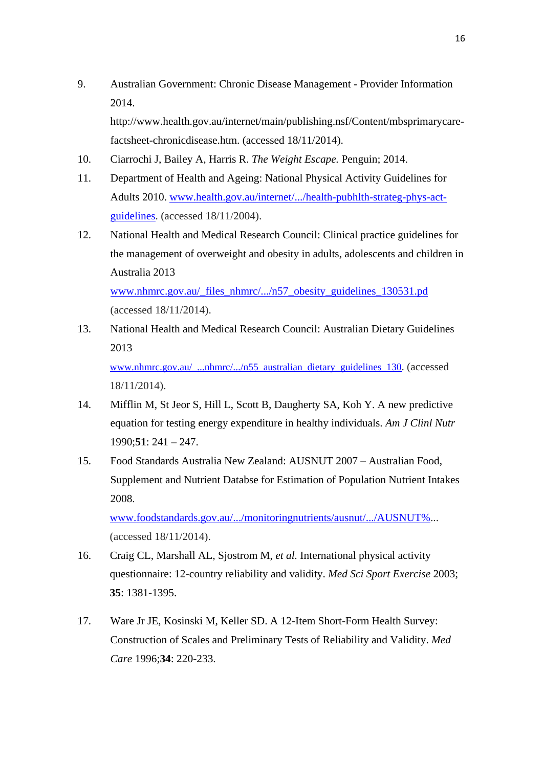9. Australian Government: Chronic Disease Management - Provider Information 2014. http://www.health.gov.au/internet/main/publishing.nsf/Content/mbsprimarycare-factsheet-chronicdisease.htm. (accessed 18/11/2014).
10. Ciarrochi J, Bailey A, Harris R. *The Weight Escape.* Penguin; 2014.
11. Department of Health and Ageing: National Physical Activity Guidelines for Adults 2010. www.health.gov.au/internet/.../health-pubhlth-strateg-phys-act-guidelines. (accessed 18/11/2004).
12. National Health and Medical Research Council: Clinical practice guidelines for the management of overweight and obesity in adults, adolescents and children in Australia 2013 www.nhmrc.gov.au/_files_nhmrc/.../n57_obesity_guidelines_130531.pd (accessed 18/11/2014).
13. National Health and Medical Research Council: Australian Dietary Guidelines 2013 www.nhmrc.gov.au/_...nhmrc/.../n55_australian_dietary_guidelines_130. (accessed 18/11/2014).
14. Mifflin M, St Jeor S, Hill L, Scott B, Daugherty SA, Koh Y. A new predictive equation for testing energy expenditure in healthy individuals. *Am J Clinl Nutr* 1990;**51**: 241 – 247.
15. Food Standards Australia New Zealand: AUSNUT 2007 – Australian Food, Supplement and Nutrient Databse for Estimation of Population Nutrient Intakes 2008. www.foodstandards.gov.au/.../monitoringnutrients/ausnut/.../AUSNUT%... (accessed 18/11/2014).
16. Craig CL, Marshall AL, Sjostrom M, *et al.* International physical activity questionnaire: 12-country reliability and validity. *Med Sci Sport Exercise* 2003; **35**: 1381-1395.
17. Ware Jr JE, Kosinski M, Keller SD. A 12-Item Short-Form Health Survey: Construction of Scales and Preliminary Tests of Reliability and Validity. *Med Care* 1996;**34**: 220-233.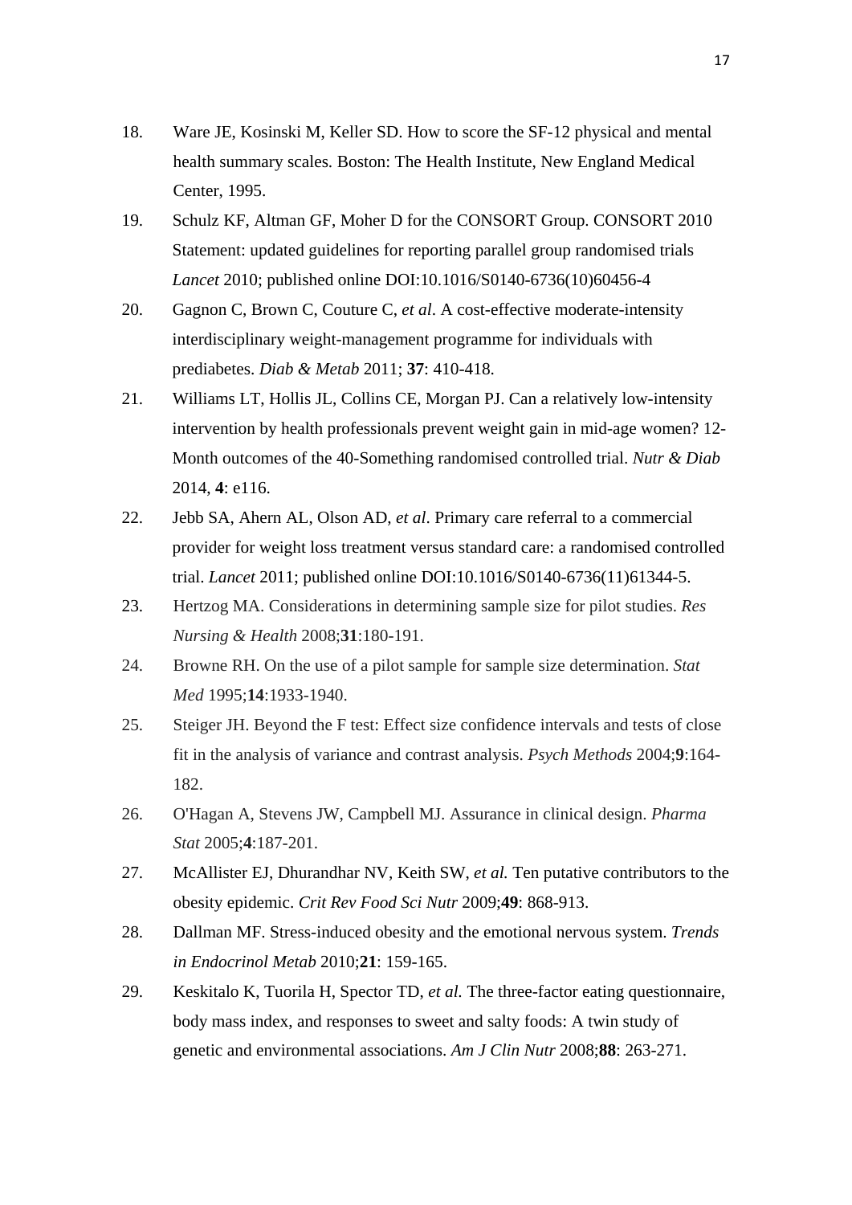18. Ware JE, Kosinski M, Keller SD. How to score the SF-12 physical and mental health summary scales. Boston: The Health Institute, New England Medical Center, 1995.
19. Schulz KF, Altman GF, Moher D for the CONSORT Group. CONSORT 2010 Statement: updated guidelines for reporting parallel group randomised trials *Lancet* 2010; published online DOI:10.1016/S0140-6736(10)60456-4
20. Gagnon C, Brown C, Couture C, *et al*. A cost-effective moderate-intensity interdisciplinary weight-management programme for individuals with prediabetes. *Diab & Metab* 2011; **37**: 410-418.
21. Williams LT, Hollis JL, Collins CE, Morgan PJ. Can a relatively low-intensity intervention by health professionals prevent weight gain in mid-age women? 12-Month outcomes of the 40-Something randomised controlled trial. *Nutr & Diab* 2014, **4**: e116.
22. Jebb SA, Ahern AL, Olson AD, *et al*. Primary care referral to a commercial provider for weight loss treatment versus standard care: a randomised controlled trial. *Lancet* 2011; published online DOI:10.1016/S0140-6736(11)61344-5.
23. Hertzog MA. Considerations in determining sample size for pilot studies. *Res Nursing & Health* 2008;**31**:180-191.
24. Browne RH. On the use of a pilot sample for sample size determination. *Stat Med* 1995;**14**:1933-1940.
25. Steiger JH. Beyond the F test: Effect size confidence intervals and tests of close fit in the analysis of variance and contrast analysis. *Psych Methods* 2004;**9**:164-182.
26. O'Hagan A, Stevens JW, Campbell MJ. Assurance in clinical design. *Pharma Stat* 2005;**4**:187-201.
27. McAllister EJ, Dhurandhar NV, Keith SW, *et al.* Ten putative contributors to the obesity epidemic. *Crit Rev Food Sci Nutr* 2009;**49**: 868-913.
28. Dallman MF. Stress-induced obesity and the emotional nervous system. *Trends in Endocrinol Metab* 2010;**21**: 159-165.
29. Keskitalo K, Tuorila H, Spector TD, *et al.* The three-factor eating questionnaire, body mass index, and responses to sweet and salty foods: A twin study of genetic and environmental associations. *Am J Clin Nutr* 2008;**88**: 263-271.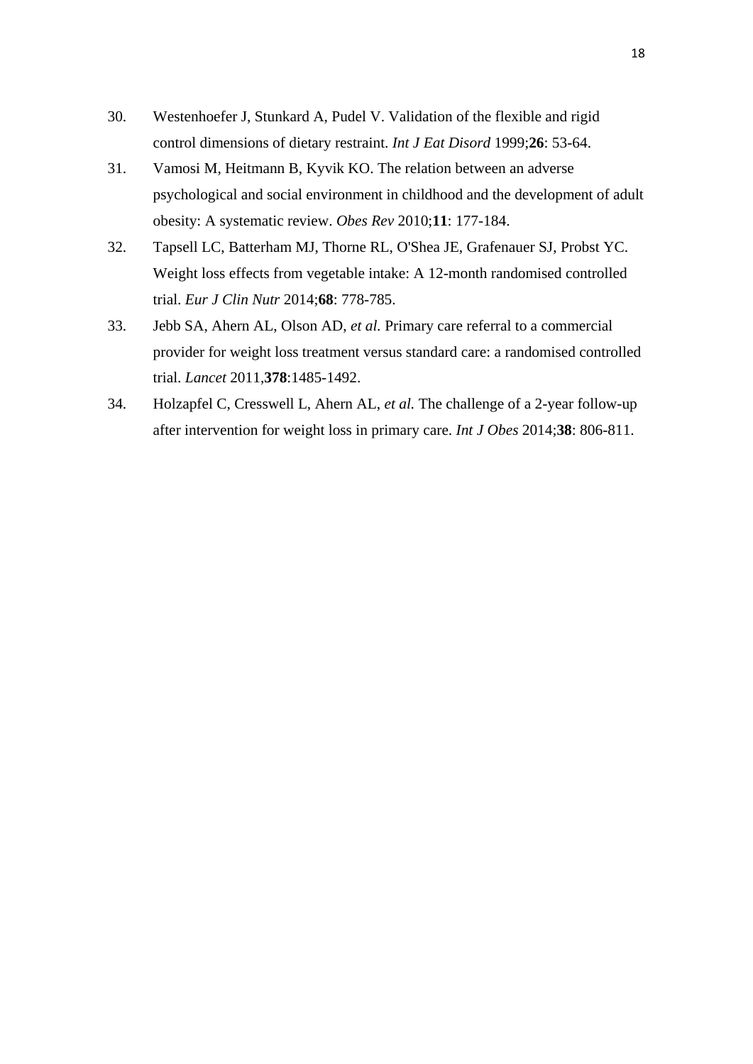30. Westenhoefer J, Stunkard A, Pudel V. Validation of the flexible and rigid control dimensions of dietary restraint. *Int J Eat Disord* 1999;**26**: 53-64.
31. Vamosi M, Heitmann B, Kyvik KO. The relation between an adverse psychological and social environment in childhood and the development of adult obesity: A systematic review. *Obes Rev* 2010;**11**: 177-184.
32. Tapsell LC, Batterham MJ, Thorne RL, O'Shea JE, Grafenauer SJ, Probst YC. Weight loss effects from vegetable intake: A 12-month randomised controlled trial. *Eur J Clin Nutr* 2014;**68**: 778-785.
33. Jebb SA, Ahern AL, Olson AD, *et al.* Primary care referral to a commercial provider for weight loss treatment versus standard care: a randomised controlled trial. *Lancet* 2011,**378**:1485-1492.
34. Holzapfel C, Cresswell L, Ahern AL, *et al.* The challenge of a 2-year follow-up after intervention for weight loss in primary care. *Int J Obes* 2014;**38**: 806-811.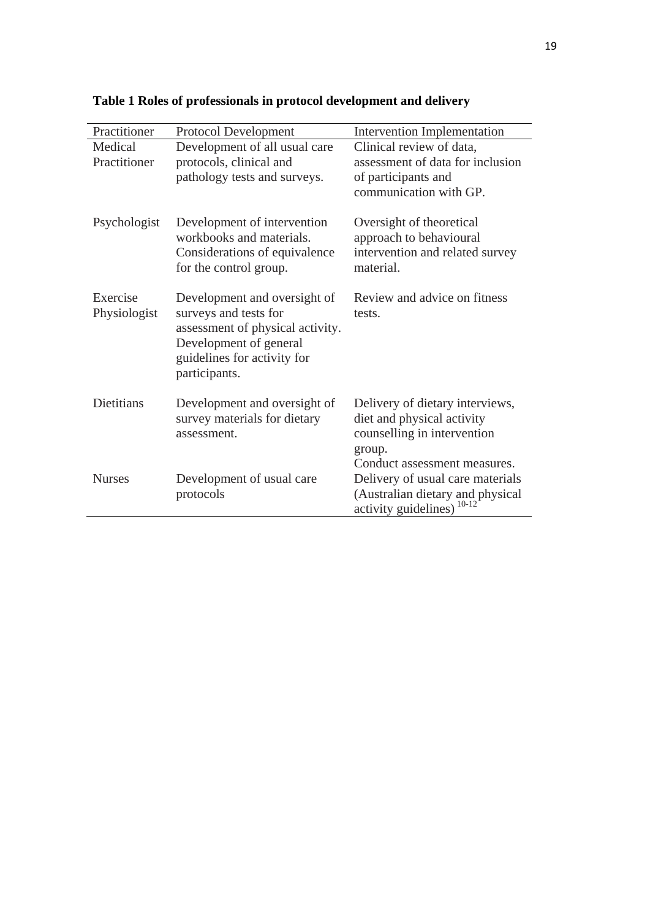**Table 1 Roles of professionals in protocol development and delivery**

| Practitioner | Protocol Development | Intervention Implementation |
|---|---|---|
| Medical Practitioner | Development of all usual care protocols, clinical and pathology tests and surveys. | Clinical review of data, assessment of data for inclusion of participants and communication with GP. |
| Psychologist | Development of intervention workbooks and materials. Considerations of equivalence for the control group. | Oversight of theoretical approach to behavioural intervention and related survey material. |
| Exercise Physiologist | Development and oversight of surveys and tests for assessment of physical activity. Development of general guidelines for activity for participants. | Review and advice on fitness tests. |
| Dietitians | Development and oversight of survey materials for dietary assessment. | Delivery of dietary interviews, diet and physical activity counselling in intervention group. Conduct assessment measures. |
| Nurses | Development of usual care protocols | Delivery of usual care materials (Australian dietary and physical activity guidelines) [10-12] |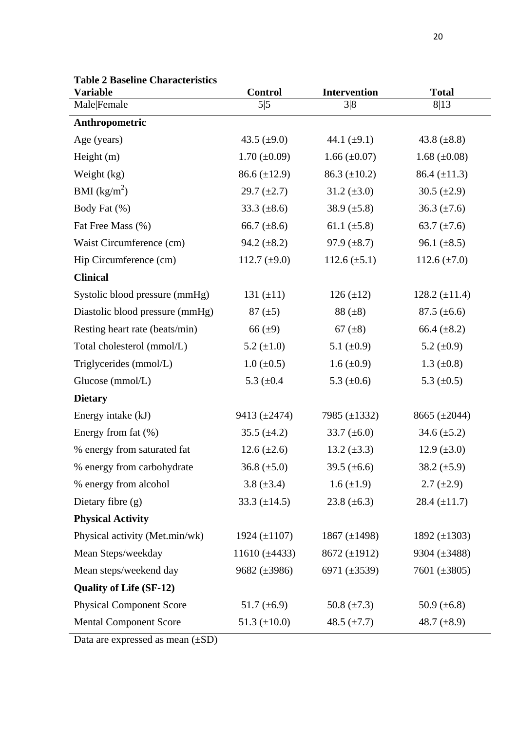**Table 2 Baseline Characteristics**

| Variable | Control | Intervention | Total |
|---|---|---|---|
| Male\|Female | 5\|5 | 3\|8 | 8\|13 |
| **Anthropometric** | | | |
| Age (years) | 43.5 (±9.0) | 44.1 (±9.1) | 43.8 (±8.8) |
| Height (m) | 1.70 (±0.09) | 1.66 (±0.07) | 1.68 (±0.08) |
| Weight (kg) | 86.6 (±12.9) | 86.3 (±10.2) | 86.4 (±11.3) |
| BMI (kg/m$^2$) | 29.7 (±2.7) | 31.2 (±3.0) | 30.5 (±2.9) |
| Body Fat (%) | 33.3 (±8.6) | 38.9 (±5.8) | 36.3 (±7.6) |
| Fat Free Mass (%) | 66.7 (±8.6) | 61.1 (±5.8) | 63.7 (±7.6) |
| Waist Circumference (cm) | 94.2 (±8.2) | 97.9 (±8.7) | 96.1 (±8.5) |
| Hip Circumference (cm) | 112.7 (±9.0) | 112.6 (±5.1) | 112.6 (±7.0) |
| **Clinical** | | | |
| Systolic blood pressure (mmHg) | 131 (±11) | 126 (±12) | 128.2 (±11.4) |
| Diastolic blood pressure (mmHg) | 87 (±5) | 88 (±8) | 87.5 (±6.6) |
| Resting heart rate (beats/min) | 66 (±9) | 67 (±8) | 66.4 (±8.2) |
| Total cholesterol (mmol/L) | 5.2 (±1.0) | 5.1 (±0.9) | 5.2 (±0.9) |
| Triglycerides (mmol/L) | 1.0 (±0.5) | 1.6 (±0.9) | 1.3 (±0.8) |
| Glucose (mmol/L) | 5.3 (±0.4 | 5.3 (±0.6) | 5.3 (±0.5) |
| **Dietary** | | | |
| Energy intake (kJ) | 9413 (±2474) | 7985 (±1332) | 8665 (±2044) |
| Energy from fat (%) | 35.5 (±4.2) | 33.7 (±6.0) | 34.6 (±5.2) |
| % energy from saturated fat | 12.6 (±2.6) | 13.2 (±3.3) | 12.9 (±3.0) |
| % energy from carbohydrate | 36.8 (±5.0) | 39.5 (±6.6) | 38.2 (±5.9) |
| % energy from alcohol | 3.8 (±3.4) | 1.6 (±1.9) | 2.7 (±2.9) |
| Dietary fibre (g) | 33.3 (±14.5) | 23.8 (±6.3) | 28.4 (±11.7) |
| **Physical Activity** | | | |
| Physical activity (Met.min/wk) | 1924 (±1107) | 1867 (±1498) | 1892 (±1303) |
| Mean Steps/weekday | 11610 (±4433) | 8672 (±1912) | 9304 (±3488) |
| Mean steps/weekend day | 9682 (±3986) | 6971 (±3539) | 7601 (±3805) |
| **Quality of Life (SF-12)** | | | |
| Physical Component Score | 51.7 (±6.9) | 50.8 (±7.3) | 50.9 (±6.8) |
| Mental Component Score | 51.3 (±10.0) | 48.5 (±7.7) | 48.7 (±8.9) |

Data are expressed as mean (±SD)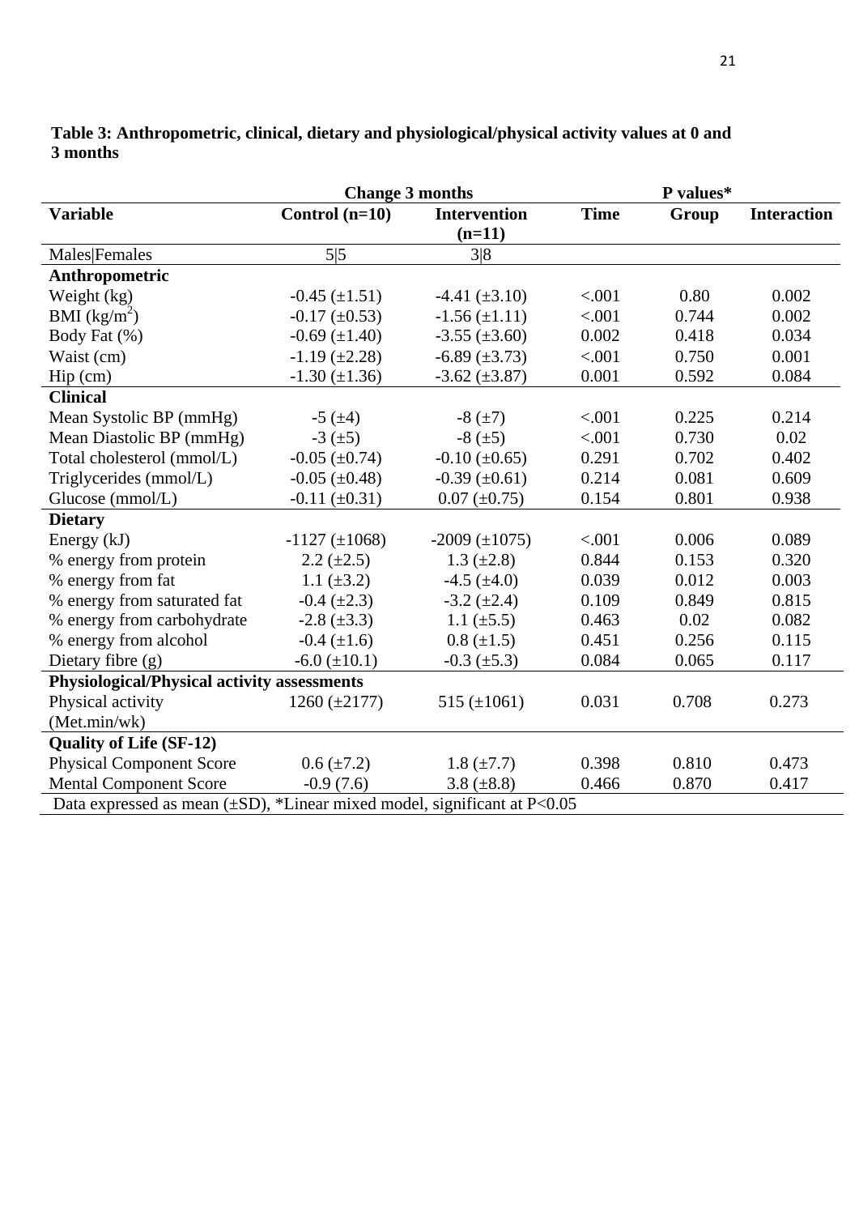**Table 3: Anthropometric, clinical, dietary and physiological/physical activity values at 0 and 3 months**

| | Change 3 months | | P values* | | |
|---|---|---|---|---|---|
| **Variable** | **Control (n=10)** | **Intervention (n=11)** | **Time** | **Group** | **Interaction** |
| Males\|Females | 5\|5 | 3\|8 | | | |
| **Anthropometric** | | | | | |
| Weight (kg) | -0.45 (±1.51) | -4.41 (±3.10) | <.001 | 0.80 | 0.002 |
| BMI (kg/m$^2$) | -0.17 (±0.53) | -1.56 (±1.11) | <.001 | 0.744 | 0.002 |
| Body Fat (%) | -0.69 (±1.40) | -3.55 (±3.60) | 0.002 | 0.418 | 0.034 |
| Waist (cm) | -1.19 (±2.28) | -6.89 (±3.73) | <.001 | 0.750 | 0.001 |
| Hip (cm) | -1.30 (±1.36) | -3.62 (±3.87) | 0.001 | 0.592 | 0.084 |
| **Clinical** | | | | | |
| Mean Systolic BP (mmHg) | -5 (±4) | -8 (±7) | <.001 | 0.225 | 0.214 |
| Mean Diastolic BP (mmHg) | -3 (±5) | -8 (±5) | <.001 | 0.730 | 0.02 |
| Total cholesterol (mmol/L) | -0.05 (±0.74) | -0.10 (±0.65) | 0.291 | 0.702 | 0.402 |
| Triglycerides (mmol/L) | -0.05 (±0.48) | -0.39 (±0.61) | 0.214 | 0.081 | 0.609 |
| Glucose (mmol/L) | -0.11 (±0.31) | 0.07 (±0.75) | 0.154 | 0.801 | 0.938 |
| **Dietary** | | | | | |
| Energy (kJ) | -1127 (±1068) | -2009 (±1075) | <.001 | 0.006 | 0.089 |
| % energy from protein | 2.2 (±2.5) | 1.3 (±2.8) | 0.844 | 0.153 | 0.320 |
| % energy from fat | 1.1 (±3.2) | -4.5 (±4.0) | 0.039 | 0.012 | 0.003 |
| % energy from saturated fat | -0.4 (±2.3) | -3.2 (±2.4) | 0.109 | 0.849 | 0.815 |
| % energy from carbohydrate | -2.8 (±3.3) | 1.1 (±5.5) | 0.463 | 0.02 | 0.082 |
| % energy from alcohol | -0.4 (±1.6) | 0.8 (±1.5) | 0.451 | 0.256 | 0.115 |
| Dietary fibre (g) | -6.0 (±10.1) | -0.3 (±5.3) | 0.084 | 0.065 | 0.117 |
| **Physiological/Physical activity assessments** | | | | | |
| Physical activity (Met.min/wk) | 1260 (±2177) | 515 (±1061) | 0.031 | 0.708 | 0.273 |
| **Quality of Life (SF-12)** | | | | | |
| Physical Component Score | 0.6 (±7.2) | 1.8 (±7.7) | 0.398 | 0.810 | 0.473 |
| Mental Component Score | -0.9 (7.6) | 3.8 (±8.8) | 0.466 | 0.870 | 0.417 |

Data expressed as mean (±SD), *Linear mixed model, significant at $P<0.05$